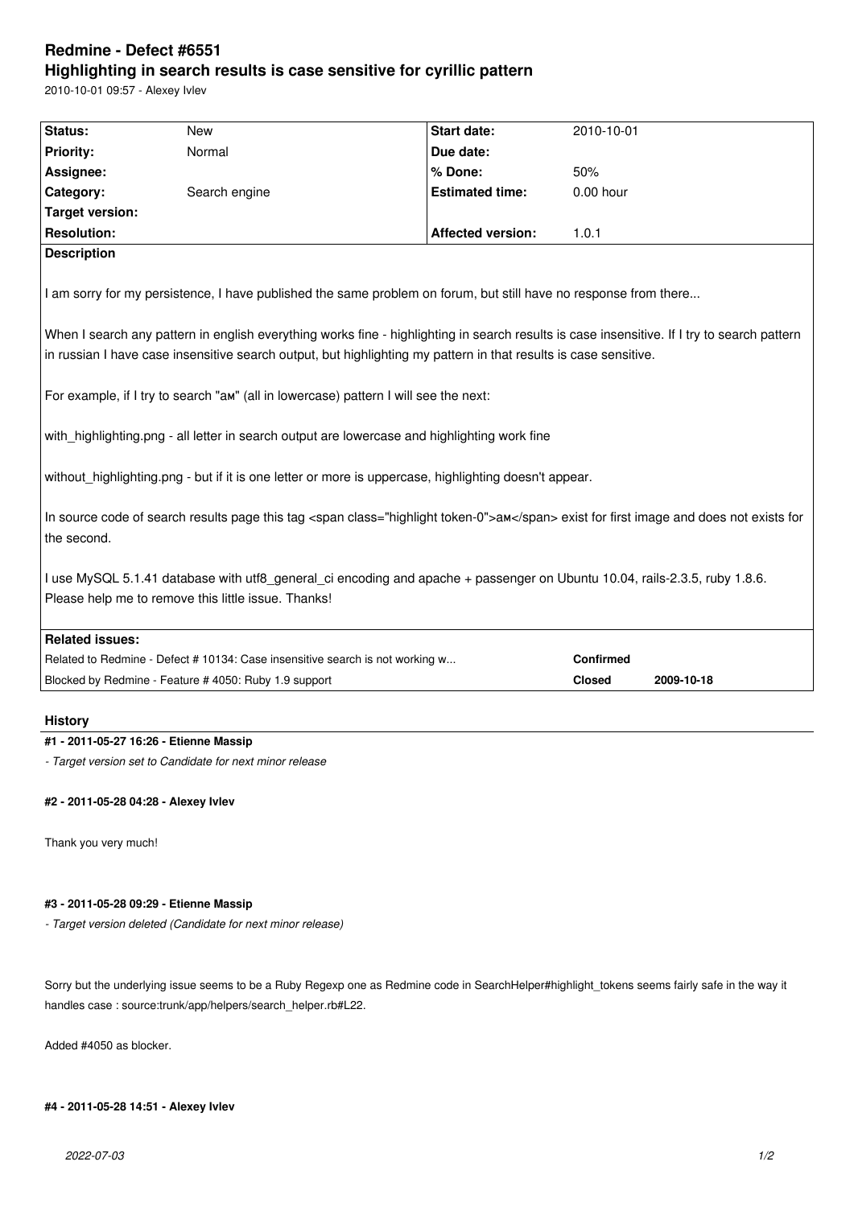# Redmine - Defect #6551

## Highlighting in search results is case sensitive for cyrillic pattern

2010-10-01 09:57 - Alexey Ivlev

| **Status:** | New | **Start date:** | 2010-10-01 |
|---|---|---|---|
| **Priority:** | Normal | **Due date:** | |
| **Assignee:** | | **% Done:** | 50% |
| **Category:** | Search engine | **Estimated time:** | 0.00 hour |
| **Target version:** | | | |
| **Resolution:** | | **Affected version:** | 1.0.1 |

**Description**

I am sorry for my persistence, I have published the same problem on forum, but still have no response from there...

When I search any pattern in english everything works fine - highlighting in search results is case insensitive. If I try to search pattern in russian I have case insensitive search output, but highlighting my pattern in that results is case sensitive.

For example, if I try to search "ам" (all in lowercase) pattern I will see the next:

with_highlighting.png - all letter in search output are lowercase and highlighting work fine

without_highlighting.png - but if it is one letter or more is uppercase, highlighting doesn't appear.

In source code of search results page this tag <span class="highlight token-0">ам</span> exist for first image and does not exists for the second.

I use MySQL 5.1.41 database with utf8_general_ci encoding and apache + passenger on Ubuntu 10.04, rails-2.3.5, ruby 1.8.6. Please help me to remove this little issue. Thanks!

**Related issues:**

| | | |
|---|---|---|
| Related to Redmine - Defect # 10134: Case insensitive search is not working w... | **Confirmed** | |
| Blocked by Redmine - Feature # 4050: Ruby 1.9 support | **Closed** | **2009-10-18** |

## History

#### #1 - 2011-05-27 16:26 - Etienne Massip

*- Target version set to Candidate for next minor release*

#### #2 - 2011-05-28 04:28 - Alexey Ivlev

Thank you very much!

#### #3 - 2011-05-28 09:29 - Etienne Massip

*- Target version deleted (Candidate for next minor release)*

Sorry but the underlying issue seems to be a Ruby Regexp one as Redmine code in SearchHelper#highlight_tokens seems fairly safe in the way it handles case : source:trunk/app/helpers/search_helper.rb#L22.

Added #4050 as blocker.

#### #4 - 2011-05-28 14:51 - Alexey Ivlev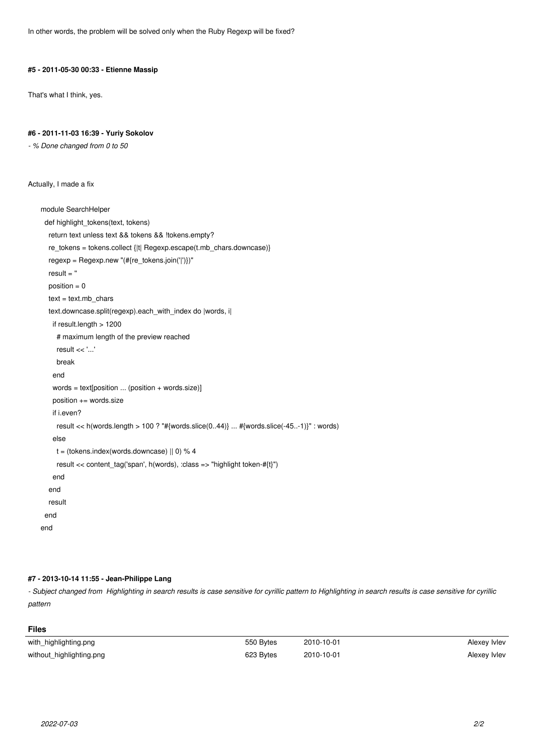In other words, the problem will be solved only when the Ruby Regexp will be fixed?

#### #5 - 2011-05-30 00:33 - Etienne Massip

That's what I think, yes.

#### #6 - 2011-11-03 16:39 - Yuriy Sokolov

*- % Done changed from 0 to 50*

Actually, I made a fix

```
module SearchHelper
  def highlight_tokens(text, tokens)
    return text unless text && tokens && !tokens.empty?
    re_tokens = tokens.collect {|t| Regexp.escape(t.mb_chars.downcase)}
    regexp = Regexp.new "(#{re_tokens.join('|')})"
    result = ''
    position = 0
    text = text.mb_chars
    text.downcase.split(regexp).each_with_index do |words, i|
      if result.length > 1200
        # maximum length of the preview reached
        result << '...'
        break
      end
      words = text[position ... (position + words.size)]
      position += words.size
      if i.even?
        result << h(words.length > 100 ? "#{words.slice(0..44)} ... #{words.slice(-45..-1)}" : words)
      else
        t = (tokens.index(words.downcase) || 0) % 4
        result << content_tag('span', h(words), :class => "highlight token-#{t}")
      end
    end
    result
  end
end
```

#### #7 - 2013-10-14 11:55 - Jean-Philippe Lang

*- Subject changed from  Highlighting in search results is case sensitive for cyrillic pattern to Highlighting in search results is case sensitive for cyrillic pattern*

### Files

| | | | |
|---|---|---|---|
| with_highlighting.png | 550 Bytes | 2010-10-01 | Alexey Ivlev |
| without_highlighting.png | 623 Bytes | 2010-10-01 | Alexey Ivlev |